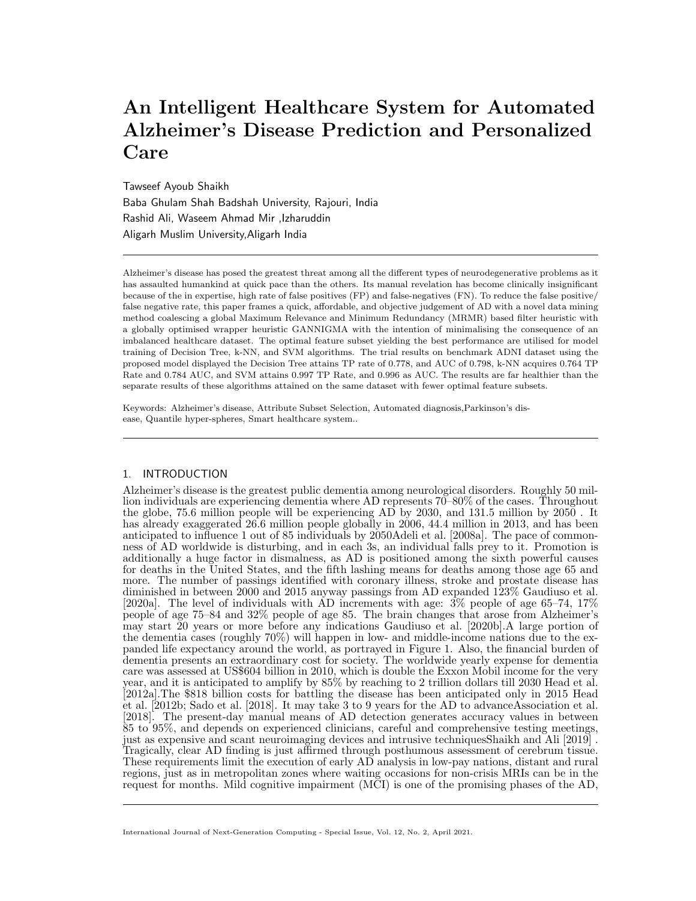# An Intelligent Healthcare System for Automated Alzheimer's Disease Prediction and Personalized Care

Tawseef Ayoub Shaikh
Baba Ghulam Shah Badshah University, Rajouri, India
Rashid Ali, Waseem Ahmad Mir ,Izharuddin
Aligarh Muslim University,Aligarh India

---

Alzheimer's disease has posed the greatest threat among all the different types of neurodegenerative problems as it has assaulted humankind at quick pace than the others. Its manual revelation has become clinically insignificant because of the in expertise, high rate of false positives (FP) and false-negatives (FN). To reduce the false positive/ false negative rate, this paper frames a quick, affordable, and objective judgement of AD with a novel data mining method coalescing a global Maximum Relevance and Minimum Redundancy (MRMR) based filter heuristic with a globally optimised wrapper heuristic GANNIGMA with the intention of minimalising the consequence of an imbalanced healthcare dataset. The optimal feature subset yielding the best performance are utilised for model training of Decision Tree, k-NN, and SVM algorithms. The trial results on benchmark ADNI dataset using the proposed model displayed the Decision Tree attains TP rate of 0.778, and AUC of 0.798, k-NN acquires 0.764 TP Rate and 0.784 AUC, and SVM attains 0.997 TP Rate, and 0.996 as AUC. The results are far healthier than the separate results of these algorithms attained on the same dataset with fewer optimal feature subsets.

Keywords: Alzheimer's disease, Attribute Subset Selection, Automated diagnosis,Parkinson's disease, Quantile hyper-spheres, Smart healthcare system..

---

## 1. INTRODUCTION

Alzheimer's disease is the greatest public dementia among neurological disorders. Roughly 50 million individuals are experiencing dementia where AD represents 70–80% of the cases. Throughout the globe, 75.6 million people will be experiencing AD by 2030, and 131.5 million by 2050 . It has already exaggerated 26.6 million people globally in 2006, 44.4 million in 2013, and has been anticipated to influence 1 out of 85 individuals by 2050Adeli et al. [2008a]. The pace of commonness of AD worldwide is disturbing, and in each 3s, an individual falls prey to it. Promotion is additionally a huge factor in dismalness, as AD is positioned among the sixth powerful causes for deaths in the United States, and the fifth lashing means for deaths among those age 65 and more. The number of passings identified with coronary illness, stroke and prostate disease has diminished in between 2000 and 2015 anyway passings from AD expanded 123% Gaudiuso et al. [2020a]. The level of individuals with AD increments with age: 3% people of age 65–74, 17% people of age 75–84 and 32% people of age 85. The brain changes that arose from Alzheimer's may start 20 years or more before any indications Gaudiuso et al. [2020b].A large portion of the dementia cases (roughly 70%) will happen in low- and middle-income nations due to the expanded life expectancy around the world, as portrayed in Figure 1. Also, the financial burden of dementia presents an extraordinary cost for society. The worldwide yearly expense for dementia care was assessed at US$604 billion in 2010, which is double the Exxon Mobil income for the very year, and it is anticipated to amplify by 85% by reaching to 2 trillion dollars till 2030 Head et al. [2012a].The $818 billion costs for battling the disease has been anticipated only in 2015 Head et al. [2012b; Sado et al. [2018]. It may take 3 to 9 years for the AD to advanceAssociation et al. [2018]. The present-day manual means of AD detection generates accuracy values in between 85 to 95%, and depends on experienced clinicians, careful and comprehensive testing meetings, just as expensive and scant neuroimaging devices and intrusive techniquesShaikh and Ali [2019] . Tragically, clear AD finding is just affirmed through posthumous assessment of cerebrum tissue. These requirements limit the execution of early AD analysis in low-pay nations, distant and rural regions, just as in metropolitan zones where waiting occasions for non-crisis MRIs can be in the request for months. Mild cognitive impairment (MCI) is one of the promising phases of the AD,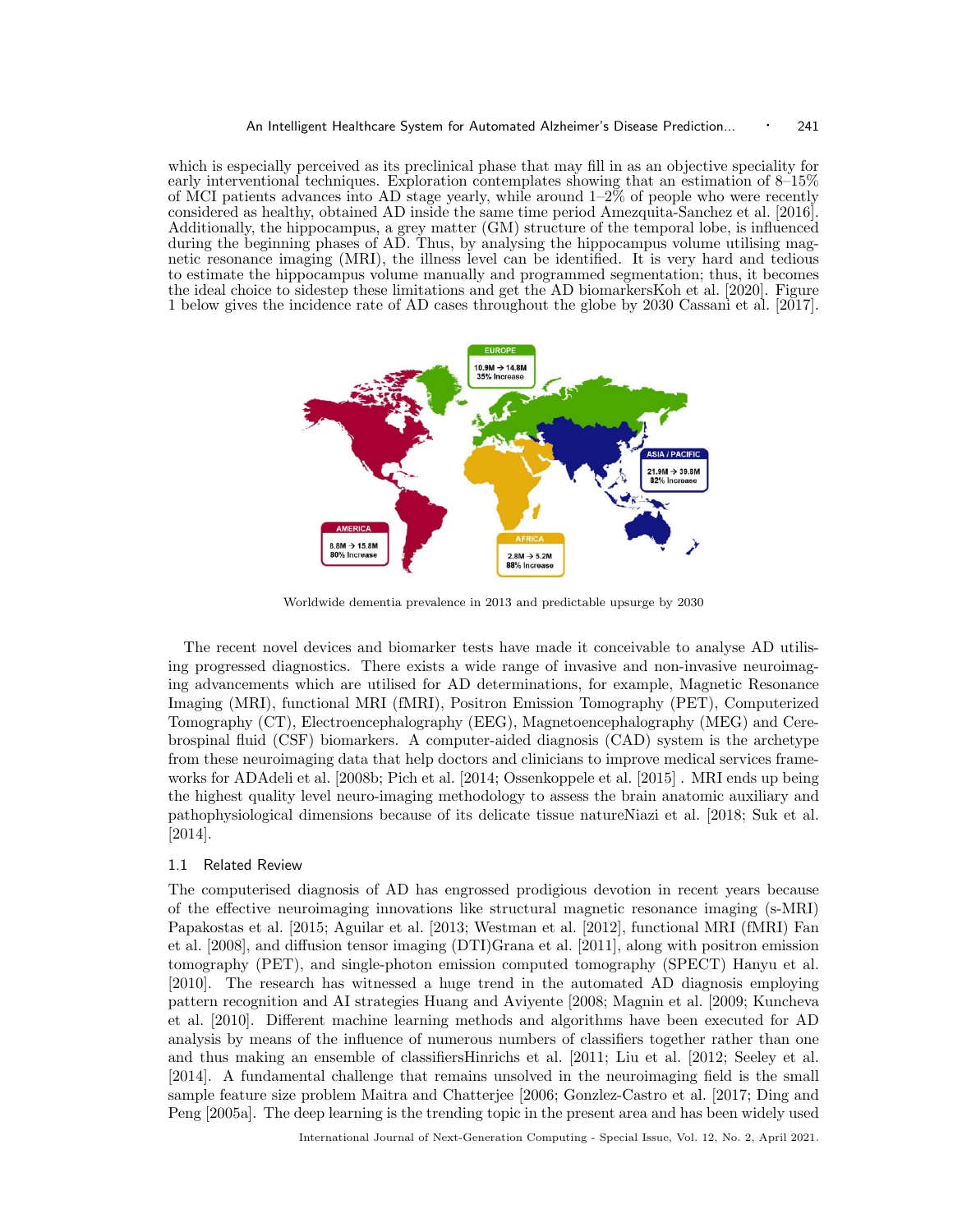which is especially perceived as its preclinical phase that may fill in as an objective speciality for early interventional techniques. Exploration contemplates showing that an estimation of 8–15% of MCI patients advances into AD stage yearly, while around 1–2% of people who were recently considered as healthy, obtained AD inside the same time period Amezquita-Sanchez et al. [2016]. Additionally, the hippocampus, a grey matter (GM) structure of the temporal lobe, is influenced during the beginning phases of AD. Thus, by analysing the hippocampus volume utilising magnetic resonance imaging (MRI), the illness level can be identified. It is very hard and tedious to estimate the hippocampus volume manually and programmed segmentation; thus, it becomes the ideal choice to sidestep these limitations and get the AD biomarkersKoh et al. [2020]. Figure 1 below gives the incidence rate of AD cases throughout the globe by 2030 Cassani et al. [2017].

Worldwide dementia prevalence in 2013 and predictable upsurge by 2030

The recent novel devices and biomarker tests have made it conceivable to analyse AD utilising progressed diagnostics. There exists a wide range of invasive and non-invasive neuroimaging advancements which are utilised for AD determinations, for example, Magnetic Resonance Imaging (MRI), functional MRI (fMRI), Positron Emission Tomography (PET), Computerized Tomography (CT), Electroencephalography (EEG), Magnetoencephalography (MEG) and Cerebrospinal fluid (CSF) biomarkers. A computer-aided diagnosis (CAD) system is the archetype from these neuroimaging data that help doctors and clinicians to improve medical services frameworks for ADAdeli et al. [2008b; Pich et al. [2014; Ossenkoppele et al. [2015] . MRI ends up being the highest quality level neuro-imaging methodology to assess the brain anatomic auxiliary and pathophysiological dimensions because of its delicate tissue natureNiazi et al. [2018; Suk et al. [2014].

### 1.1 Related Review

The computerised diagnosis of AD has engrossed prodigious devotion in recent years because of the effective neuroimaging innovations like structural magnetic resonance imaging (s-MRI) Papakostas et al. [2015; Aguilar et al. [2013; Westman et al. [2012], functional MRI (fMRI) Fan et al. [2008], and diffusion tensor imaging (DTI)Grana et al. [2011], along with positron emission tomography (PET), and single-photon emission computed tomography (SPECT) Hanyu et al. [2010]. The research has witnessed a huge trend in the automated AD diagnosis employing pattern recognition and AI strategies Huang and Aviyente [2008; Magnin et al. [2009; Kuncheva et al. [2010]. Different machine learning methods and algorithms have been executed for AD analysis by means of the influence of numerous numbers of classifiers together rather than one and thus making an ensemble of classifiersHinrichs et al. [2011; Liu et al. [2012; Seeley et al. [2014]. A fundamental challenge that remains unsolved in the neuroimaging field is the small sample feature size problem Maitra and Chatterjee [2006; Gonzlez-Castro et al. [2017; Ding and Peng [2005a]. The deep learning is the trending topic in the present area and has been widely used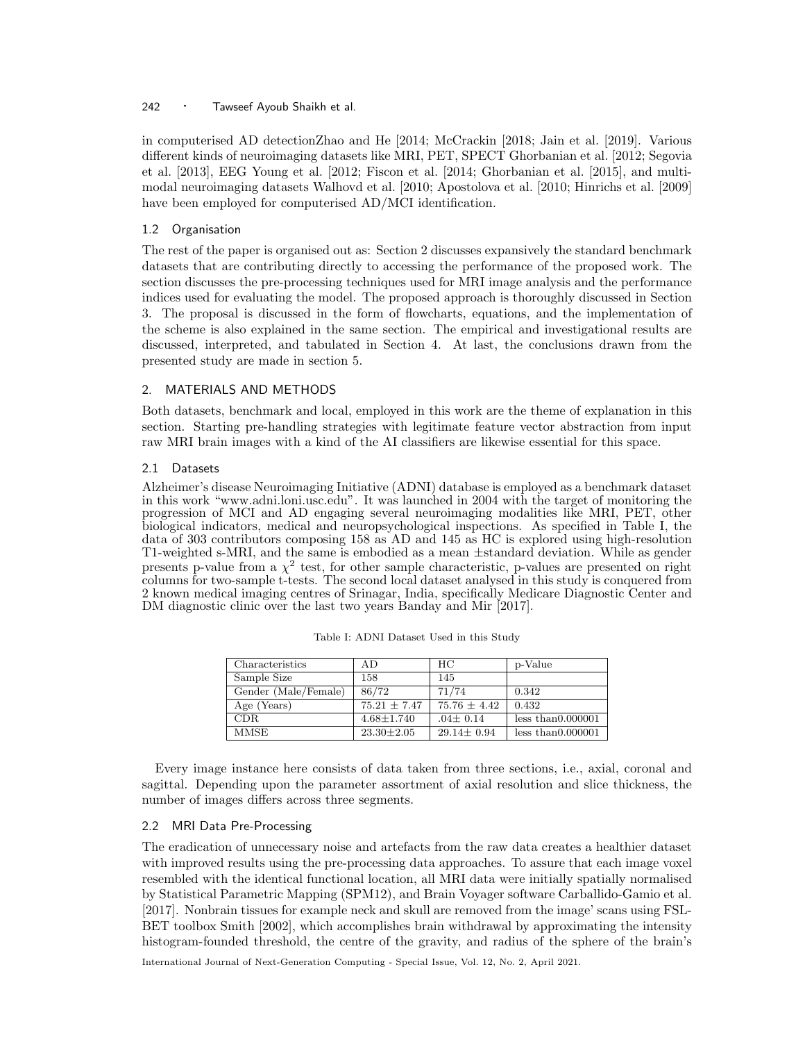in computerised AD detectionZhao and He [2014; McCrackin [2018; Jain et al. [2019]. Various different kinds of neuroimaging datasets like MRI, PET, SPECT Ghorbanian et al. [2012; Segovia et al. [2013], EEG Young et al. [2012; Fiscon et al. [2014; Ghorbanian et al. [2015], and multi-modal neuroimaging datasets Walhovd et al. [2010; Apostolova et al. [2010; Hinrichs et al. [2009] have been employed for computerised AD/MCI identification.

### 1.2 Organisation

The rest of the paper is organised out as: Section 2 discusses expansively the standard benchmark datasets that are contributing directly to accessing the performance of the proposed work. The section discusses the pre-processing techniques used for MRI image analysis and the performance indices used for evaluating the model. The proposed approach is thoroughly discussed in Section 3. The proposal is discussed in the form of flowcharts, equations, and the implementation of the scheme is also explained in the same section. The empirical and investigational results are discussed, interpreted, and tabulated in Section 4. At last, the conclusions drawn from the presented study are made in section 5.

## 2. MATERIALS AND METHODS

Both datasets, benchmark and local, employed in this work are the theme of explanation in this section. Starting pre-handling strategies with legitimate feature vector abstraction from input raw MRI brain images with a kind of the AI classifiers are likewise essential for this space.

### 2.1 Datasets

Alzheimer's disease Neuroimaging Initiative (ADNI) database is employed as a benchmark dataset in this work "www.adni.loni.usc.edu". It was launched in 2004 with the target of monitoring the progression of MCI and AD engaging several neuroimaging modalities like MRI, PET, other biological indicators, medical and neuropsychological inspections. As specified in Table I, the data of 303 contributors composing 158 as AD and 145 as HC is explored using high-resolution T1-weighted s-MRI, and the same is embodied as a mean ±standard deviation. While as gender presents p-value from a $\chi^2$ test, for other sample characteristic, p-values are presented on right columns for two-sample t-tests. The second local dataset analysed in this study is conquered from 2 known medical imaging centres of Srinagar, India, specifically Medicare Diagnostic Center and DM diagnostic clinic over the last two years Banday and Mir [2017].

Table I: ADNI Dataset Used in this Study

| Characteristics | AD | HC | p-Value |
|---|---|---|---|
| Sample Size | 158 | 145 | |
| Gender (Male/Female) | 86/72 | 71/74 | 0.342 |
| Age (Years) | $75.21 \pm 7.47$ | $75.76 \pm 4.42$ | 0.432 |
| CDR | $4.68 \pm 1.740$ | $.04 \pm 0.14$ | less than0.000001 |
| MMSE | $23.30 \pm 2.05$ | $29.14 \pm 0.94$ | less than0.000001 |

Every image instance here consists of data taken from three sections, i.e., axial, coronal and sagittal. Depending upon the parameter assortment of axial resolution and slice thickness, the number of images differs across three segments.

### 2.2 MRI Data Pre-Processing

The eradication of unnecessary noise and artefacts from the raw data creates a healthier dataset with improved results using the pre-processing data approaches. To assure that each image voxel resembled with the identical functional location, all MRI data were initially spatially normalised by Statistical Parametric Mapping (SPM12), and Brain Voyager software Carballido-Gamio et al. [2017]. Nonbrain tissues for example neck and skull are removed from the image' scans using FSL-BET toolbox Smith [2002], which accomplishes brain withdrawal by approximating the intensity histogram-founded threshold, the centre of the gravity, and radius of the sphere of the brain's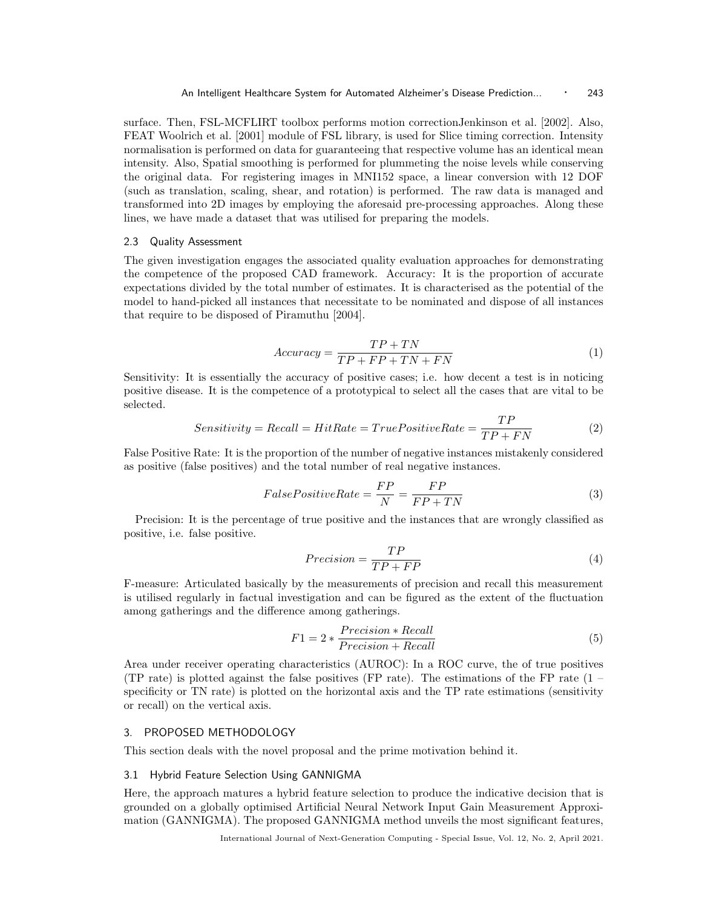surface. Then, FSL-MCFLIRT toolbox performs motion correctionJenkinson et al. [2002]. Also, FEAT Woolrich et al. [2001] module of FSL library, is used for Slice timing correction. Intensity normalisation is performed on data for guaranteeing that respective volume has an identical mean intensity. Also, Spatial smoothing is performed for plummeting the noise levels while conserving the original data. For registering images in MNI152 space, a linear conversion with 12 DOF (such as translation, scaling, shear, and rotation) is performed. The raw data is managed and transformed into 2D images by employing the aforesaid pre-processing approaches. Along these lines, we have made a dataset that was utilised for preparing the models.

### 2.3 Quality Assessment

The given investigation engages the associated quality evaluation approaches for demonstrating the competence of the proposed CAD framework. Accuracy: It is the proportion of accurate expectations divided by the total number of estimates. It is characterised as the potential of the model to hand-picked all instances that necessitate to be nominated and dispose of all instances that require to be disposed of Piramuthu [2004].

$$Accuracy = \frac{TP + TN}{TP + FP + TN + FN} \tag{1}$$

Sensitivity: It is essentially the accuracy of positive cases; i.e. how decent a test is in noticing positive disease. It is the competence of a prototypical to select all the cases that are vital to be selected.

$$Sensitivity = Recall = HitRate = TruePositiveRate = \frac{TP}{TP + FN} \tag{2}$$

False Positive Rate: It is the proportion of the number of negative instances mistakenly considered as positive (false positives) and the total number of real negative instances.

$$FalsePositiveRate = \frac{FP}{N} = \frac{FP}{FP + TN} \tag{3}$$

Precision: It is the percentage of true positive and the instances that are wrongly classified as positive, i.e. false positive.

$$Precision = \frac{TP}{TP + FP} \tag{4}$$

F-measure: Articulated basically by the measurements of precision and recall this measurement is utilised regularly in factual investigation and can be figured as the extent of the fluctuation among gatherings and the difference among gatherings.

$$F1 = 2 * \frac{Precision * Recall}{Precision + Recall} \tag{5}$$

Area under receiver operating characteristics (AUROC): In a ROC curve, the of true positives (TP rate) is plotted against the false positives (FP rate). The estimations of the FP rate (1 – specificity or TN rate) is plotted on the horizontal axis and the TP rate estimations (sensitivity or recall) on the vertical axis.

## 3. PROPOSED METHODOLOGY

This section deals with the novel proposal and the prime motivation behind it.

### 3.1 Hybrid Feature Selection Using GANNIGMA

Here, the approach matures a hybrid feature selection to produce the indicative decision that is grounded on a globally optimised Artificial Neural Network Input Gain Measurement Approximation (GANNIGMA). The proposed GANNIGMA method unveils the most significant features,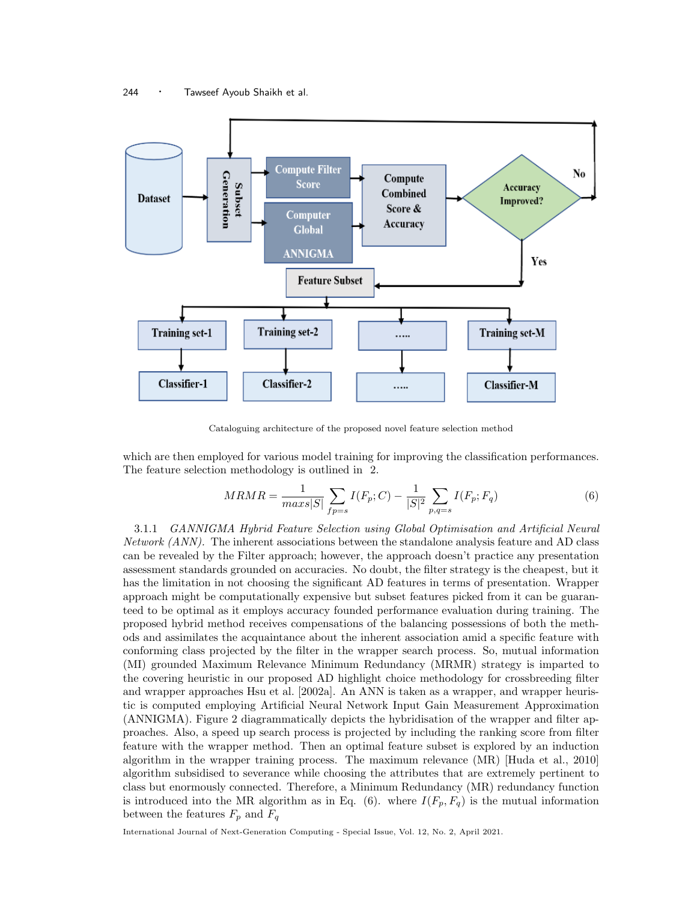Cataloguing architecture of the proposed novel feature selection method

which are then employed for various model training for improving the classification performances. The feature selection methodology is outlined in 2.

$$MRMR = \frac{1}{maxs|S|} \sum_{fp=s} I(F_p; C) - \frac{1}{|S|^2} \sum_{p,q=s} I(F_p; F_q) \tag{6}$$

3.1.1 *GANNIGMA Hybrid Feature Selection using Global Optimisation and Artificial Neural Network (ANN).* The inherent associations between the standalone analysis feature and AD class can be revealed by the Filter approach; however, the approach doesn't practice any presentation assessment standards grounded on accuracies. No doubt, the filter strategy is the cheapest, but it has the limitation in not choosing the significant AD features in terms of presentation. Wrapper approach might be computationally expensive but subset features picked from it can be guaranteed to be optimal as it employs accuracy founded performance evaluation during training. The proposed hybrid method receives compensations of the balancing possessions of both the methods and assimilates the acquaintance about the inherent association amid a specific feature with conforming class projected by the filter in the wrapper search process. So, mutual information (MI) grounded Maximum Relevance Minimum Redundancy (MRMR) strategy is imparted to the covering heuristic in our proposed AD highlight choice methodology for crossbreeding filter and wrapper approaches Hsu et al. [2002a]. An ANN is taken as a wrapper, and wrapper heuristic is computed employing Artificial Neural Network Input Gain Measurement Approximation (ANNIGMA). Figure 2 diagrammatically depicts the hybridisation of the wrapper and filter approaches. Also, a speed up search process is projected by including the ranking score from filter feature with the wrapper method. Then an optimal feature subset is explored by an induction algorithm in the wrapper training process. The maximum relevance (MR) [Huda et al., 2010] algorithm subsidised to severance while choosing the attributes that are extremely pertinent to class but enormously connected. Therefore, a Minimum Redundancy (MR) redundancy function is introduced into the MR algorithm as in Eq. (6). where $I(F_p, F_q)$ is the mutual information between the features $F_p$ and $F_q$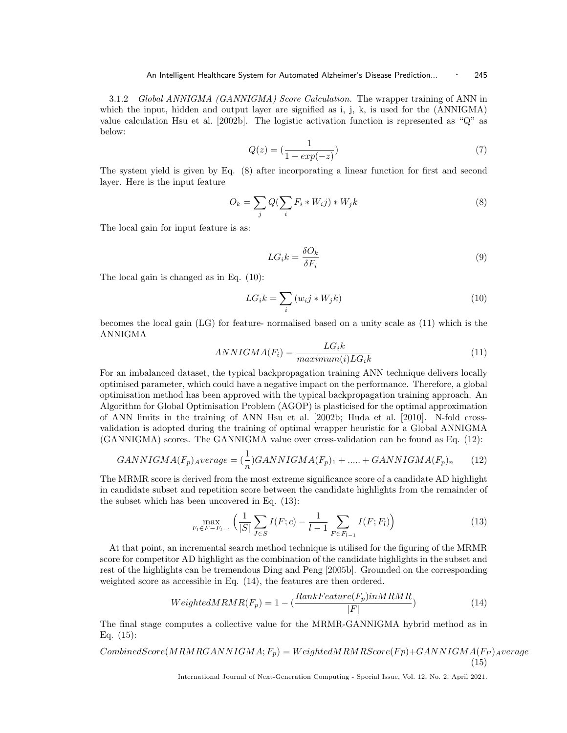3.1.2 *Global ANNIGMA (GANNIGMA) Score Calculation.* The wrapper training of ANN in which the input, hidden and output layer are signified as i, j, k, is used for the (ANNIGMA) value calculation Hsu et al. [2002b]. The logistic activation function is represented as "Q" as below:

$$Q(z) = (\frac{1}{1 + exp(-z)}) \tag{7}$$

The system yield is given by Eq. (8) after incorporating a linear function for first and second layer. Here is the input feature

$$O_k = \sum_j Q(\sum_i F_i * W_i j) * W_j k \tag{8}$$

The local gain for input feature is as:

$$LG_i k = \frac{\delta O_k}{\delta F_i} \tag{9}$$

The local gain is changed as in Eq. (10):

$$LG_i k = \sum_i (w_i j * W_j k) \tag{10}$$

becomes the local gain (LG) for feature- normalised based on a unity scale as (11) which is the ANNIGMA

$$ANNIGMA(F_i) = \frac{LG_i k}{maximum(i) LG_i k} \tag{11}$$

For an imbalanced dataset, the typical backpropagation training ANN technique delivers locally optimised parameter, which could have a negative impact on the performance. Therefore, a global optimisation method has been approved with the typical backpropagation training approach. An Algorithm for Global Optimisation Problem (AGOP) is plasticised for the optimal approximation of ANN limits in the training of ANN Hsu et al. [2002b; Huda et al. [2010]. N-fold cross-validation is adopted during the training of optimal wrapper heuristic for a Global ANNIGMA (GANNIGMA) scores. The GANNIGMA value over cross-validation can be found as Eq. (12):

$$GANNIGMA(F_p)_A verage = (\frac{1}{n}) GANNIGMA(F_p)_1 + ..... + GANNIGMA(F_p)_n \tag{12}$$

The MRMR score is derived from the most extreme significance score of a candidate AD highlight in candidate subset and repetition score between the candidate highlights from the remainder of the subset which has been uncovered in Eq. (13):

$$\max_{F_l \in F - F_{l-1}} \Big( \frac{1}{|S|} \sum_{J \in S} I(F; c) - \frac{1}{l-1} \sum_{F \in F_{l-1}} I(F; F_l) \Big) \tag{13}$$

At that point, an incremental search method technique is utilised for the figuring of the MRMR score for competitor AD highlight as the combination of the candidate highlights in the subset and rest of the highlights can be tremendous Ding and Peng [2005b]. Grounded on the corresponding weighted score as accessible in Eq. (14), the features are then ordered.

$$WeightedMRMR(F_p) = 1 - (\frac{RankFeature(F_p) in MRMR}{|F|}) \tag{14}$$

The final stage computes a collective value for the MRMR-GANNIGMA hybrid method as in Eq. (15):

$$CombinedScore(MRMRGANNIGMA; F_p) = WeightedMRMRScore(Fp) + GANNIGMA(F_P)_A verage \tag{15}$$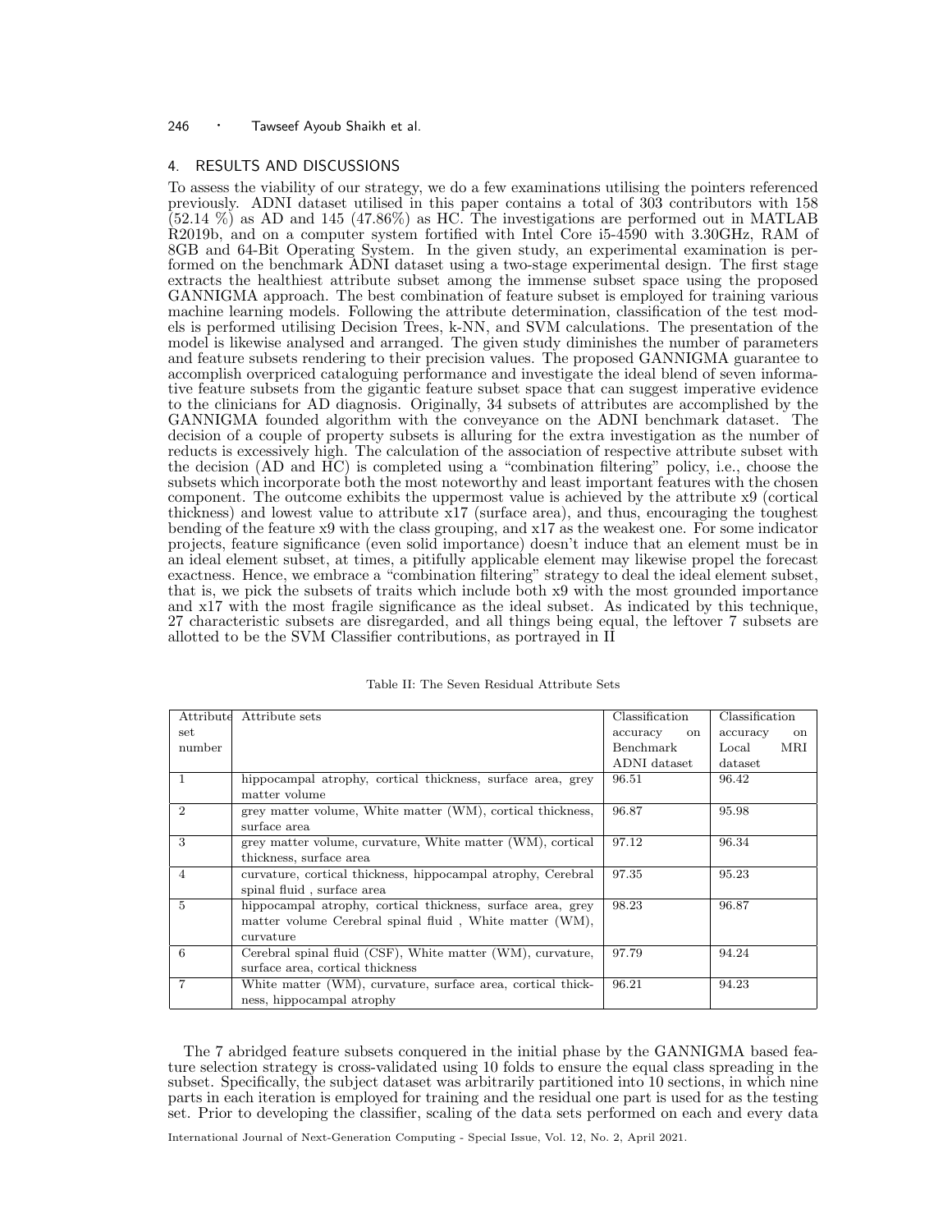## 4. RESULTS AND DISCUSSIONS

To assess the viability of our strategy, we do a few examinations utilising the pointers referenced previously. ADNI dataset utilised in this paper contains a total of 303 contributors with 158 (52.14 %) as AD and 145 (47.86%) as HC. The investigations are performed out in MATLAB R2019b, and on a computer system fortified with Intel Core i5-4590 with 3.30GHz, RAM of 8GB and 64-Bit Operating System. In the given study, an experimental examination is performed on the benchmark ADNI dataset using a two-stage experimental design. The first stage extracts the healthiest attribute subset among the immense subset space using the proposed GANNIGMA approach. The best combination of feature subset is employed for training various machine learning models. Following the attribute determination, classification of the test models is performed utilising Decision Trees, k-NN, and SVM calculations. The presentation of the model is likewise analysed and arranged. The given study diminishes the number of parameters and feature subsets rendering to their precision values. The proposed GANNIGMA guarantee to accomplish overpriced cataloguing performance and investigate the ideal blend of seven informative feature subsets from the gigantic feature subset space that can suggest imperative evidence to the clinicians for AD diagnosis. Originally, 34 subsets of attributes are accomplished by the GANNIGMA founded algorithm with the conveyance on the ADNI benchmark dataset. The decision of a couple of property subsets is alluring for the extra investigation as the number of reducts is excessively high. The calculation of the association of respective attribute subset with the decision (AD and HC) is completed using a "combination filtering" policy, i.e., choose the subsets which incorporate both the most noteworthy and least important features with the chosen component. The outcome exhibits the uppermost value is achieved by the attribute x9 (cortical thickness) and lowest value to attribute x17 (surface area), and thus, encouraging the toughest bending of the feature x9 with the class grouping, and x17 as the weakest one. For some indicator projects, feature significance (even solid importance) doesn't induce that an element must be in an ideal element subset, at times, a pitifully applicable element may likewise propel the forecast exactness. Hence, we embrace a "combination filtering" strategy to deal the ideal element subset, that is, we pick the subsets of traits which include both x9 with the most grounded importance and x17 with the most fragile significance as the ideal subset. As indicated by this technique, 27 characteristic subsets are disregarded, and all things being equal, the leftover 7 subsets are allotted to be the SVM Classifier contributions, as portrayed in II

Table II: The Seven Residual Attribute Sets

| Attribute set number | Attribute sets | Classification accuracy on Benchmark ADNI dataset | Classification accuracy on Local MRI dataset |
|---|---|---|---|
| 1 | hippocampal atrophy, cortical thickness, surface area, grey matter volume | 96.51 | 96.42 |
| 2 | grey matter volume, White matter (WM), cortical thickness, surface area | 96.87 | 95.98 |
| 3 | grey matter volume, curvature, White matter (WM), cortical thickness, surface area | 97.12 | 96.34 |
| 4 | curvature, cortical thickness, hippocampal atrophy, Cerebral spinal fluid , surface area | 97.35 | 95.23 |
| 5 | hippocampal atrophy, cortical thickness, surface area, grey matter volume Cerebral spinal fluid , White matter (WM), curvature | 98.23 | 96.87 |
| 6 | Cerebral spinal fluid (CSF), White matter (WM), curvature, surface area, cortical thickness | 97.79 | 94.24 |
| 7 | White matter (WM), curvature, surface area, cortical thickness, hippocampal atrophy | 96.21 | 94.23 |

The 7 abridged feature subsets conquered in the initial phase by the GANNIGMA based feature selection strategy is cross-validated using 10 folds to ensure the equal class spreading in the subset. Specifically, the subject dataset was arbitrarily partitioned into 10 sections, in which nine parts in each iteration is employed for training and the residual one part is used for as the testing set. Prior to developing the classifier, scaling of the data sets performed on each and every data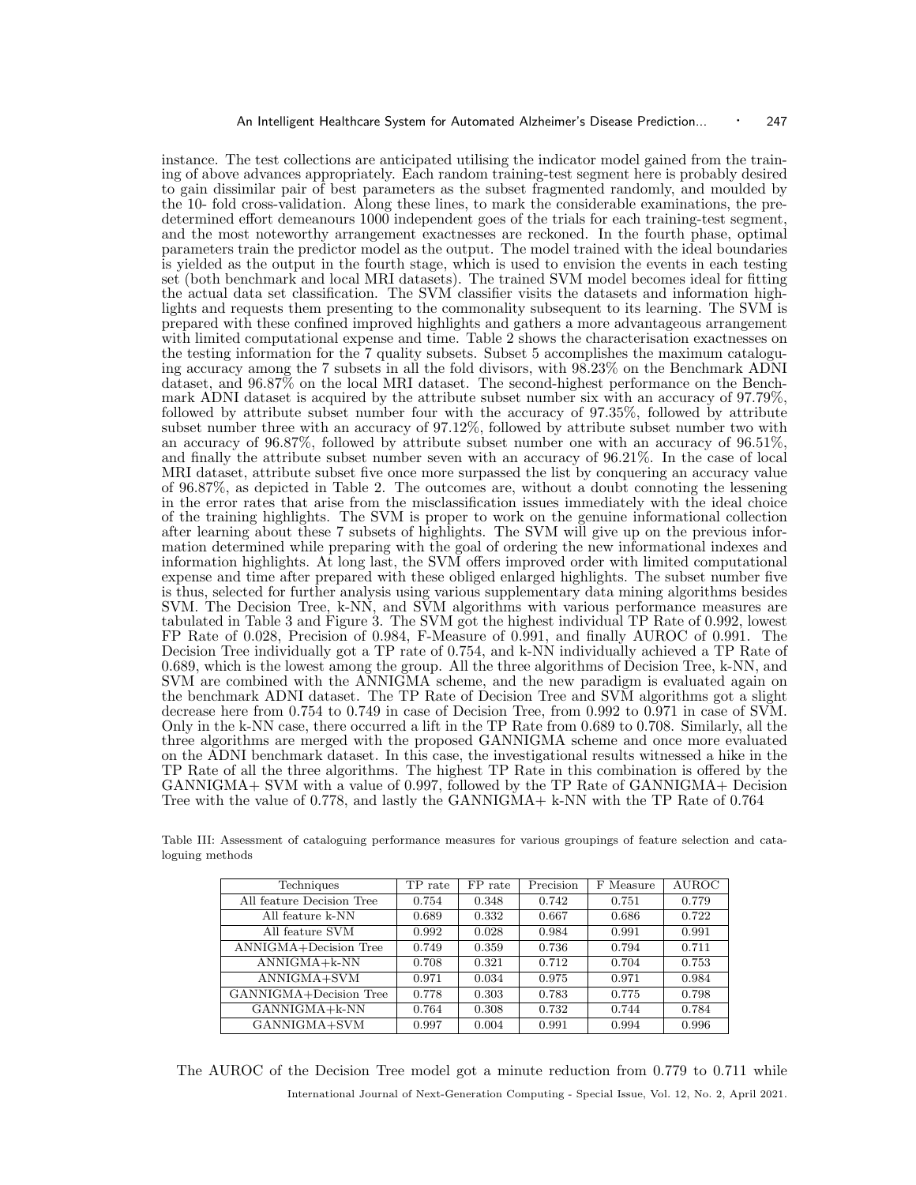instance. The test collections are anticipated utilising the indicator model gained from the training of above advances appropriately. Each random training-test segment here is probably desired to gain dissimilar pair of best parameters as the subset fragmented randomly, and moulded by the 10- fold cross-validation. Along these lines, to mark the considerable examinations, the predetermined effort demeanours 1000 independent goes of the trials for each training-test segment, and the most noteworthy arrangement exactnesses are reckoned. In the fourth phase, optimal parameters train the predictor model as the output. The model trained with the ideal boundaries is yielded as the output in the fourth stage, which is used to envision the events in each testing set (both benchmark and local MRI datasets). The trained SVM model becomes ideal for fitting the actual data set classification. The SVM classifier visits the datasets and information highlights and requests them presenting to the commonality subsequent to its learning. The SVM is prepared with these confined improved highlights and gathers a more advantageous arrangement with limited computational expense and time. Table 2 shows the characterisation exactnesses on the testing information for the 7 quality subsets. Subset 5 accomplishes the maximum cataloguing accuracy among the 7 subsets in all the fold divisors, with 98.23% on the Benchmark ADNI dataset, and 96.87% on the local MRI dataset. The second-highest performance on the Benchmark ADNI dataset is acquired by the attribute subset number six with an accuracy of 97.79%, followed by attribute subset number four with the accuracy of 97.35%, followed by attribute subset number three with an accuracy of 97.12%, followed by attribute subset number two with an accuracy of 96.87%, followed by attribute subset number one with an accuracy of 96.51%, and finally the attribute subset number seven with an accuracy of 96.21%. In the case of local MRI dataset, attribute subset five once more surpassed the list by conquering an accuracy value of 96.87%, as depicted in Table 2. The outcomes are, without a doubt connoting the lessening in the error rates that arise from the misclassification issues immediately with the ideal choice of the training highlights. The SVM is proper to work on the genuine informational collection after learning about these 7 subsets of highlights. The SVM will give up on the previous information determined while preparing with the goal of ordering the new informational indexes and information highlights. At long last, the SVM offers improved order with limited computational expense and time after prepared with these obliged enlarged highlights. The subset number five is thus, selected for further analysis using various supplementary data mining algorithms besides SVM. The Decision Tree, k-NN, and SVM algorithms with various performance measures are tabulated in Table 3 and Figure 3. The SVM got the highest individual TP Rate of 0.992, lowest FP Rate of 0.028, Precision of 0.984, F-Measure of 0.991, and finally AUROC of 0.991. The Decision Tree individually got a TP rate of 0.754, and k-NN individually achieved a TP Rate of 0.689, which is the lowest among the group. All the three algorithms of Decision Tree, k-NN, and SVM are combined with the ANNIGMA scheme, and the new paradigm is evaluated again on the benchmark ADNI dataset. The TP Rate of Decision Tree and SVM algorithms got a slight decrease here from 0.754 to 0.749 in case of Decision Tree, from 0.992 to 0.971 in case of SVM. Only in the k-NN case, there occurred a lift in the TP Rate from 0.689 to 0.708. Similarly, all the three algorithms are merged with the proposed GANNIGMA scheme and once more evaluated on the ADNI benchmark dataset. In this case, the investigational results witnessed a hike in the TP Rate of all the three algorithms. The highest TP Rate in this combination is offered by the GANNIGMA+ SVM with a value of 0.997, followed by the TP Rate of GANNIGMA+ Decision Tree with the value of 0.778, and lastly the GANNIGMA+ k-NN with the TP Rate of 0.764

Table III: Assessment of cataloguing performance measures for various groupings of feature selection and cataloguing methods

| Techniques | TP rate | FP rate | Precision | F Measure | AUROC |
|---|---|---|---|---|---|
| All feature Decision Tree | 0.754 | 0.348 | 0.742 | 0.751 | 0.779 |
| All feature k-NN | 0.689 | 0.332 | 0.667 | 0.686 | 0.722 |
| All feature SVM | 0.992 | 0.028 | 0.984 | 0.991 | 0.991 |
| ANNIGMA+Decision Tree | 0.749 | 0.359 | 0.736 | 0.794 | 0.711 |
| ANNIGMA+k-NN | 0.708 | 0.321 | 0.712 | 0.704 | 0.753 |
| ANNIGMA+SVM | 0.971 | 0.034 | 0.975 | 0.971 | 0.984 |
| GANNIGMA+Decision Tree | 0.778 | 0.303 | 0.783 | 0.775 | 0.798 |
| GANNIGMA+k-NN | 0.764 | 0.308 | 0.732 | 0.744 | 0.784 |
| GANNIGMA+SVM | 0.997 | 0.004 | 0.991 | 0.994 | 0.996 |

The AUROC of the Decision Tree model got a minute reduction from 0.779 to 0.711 while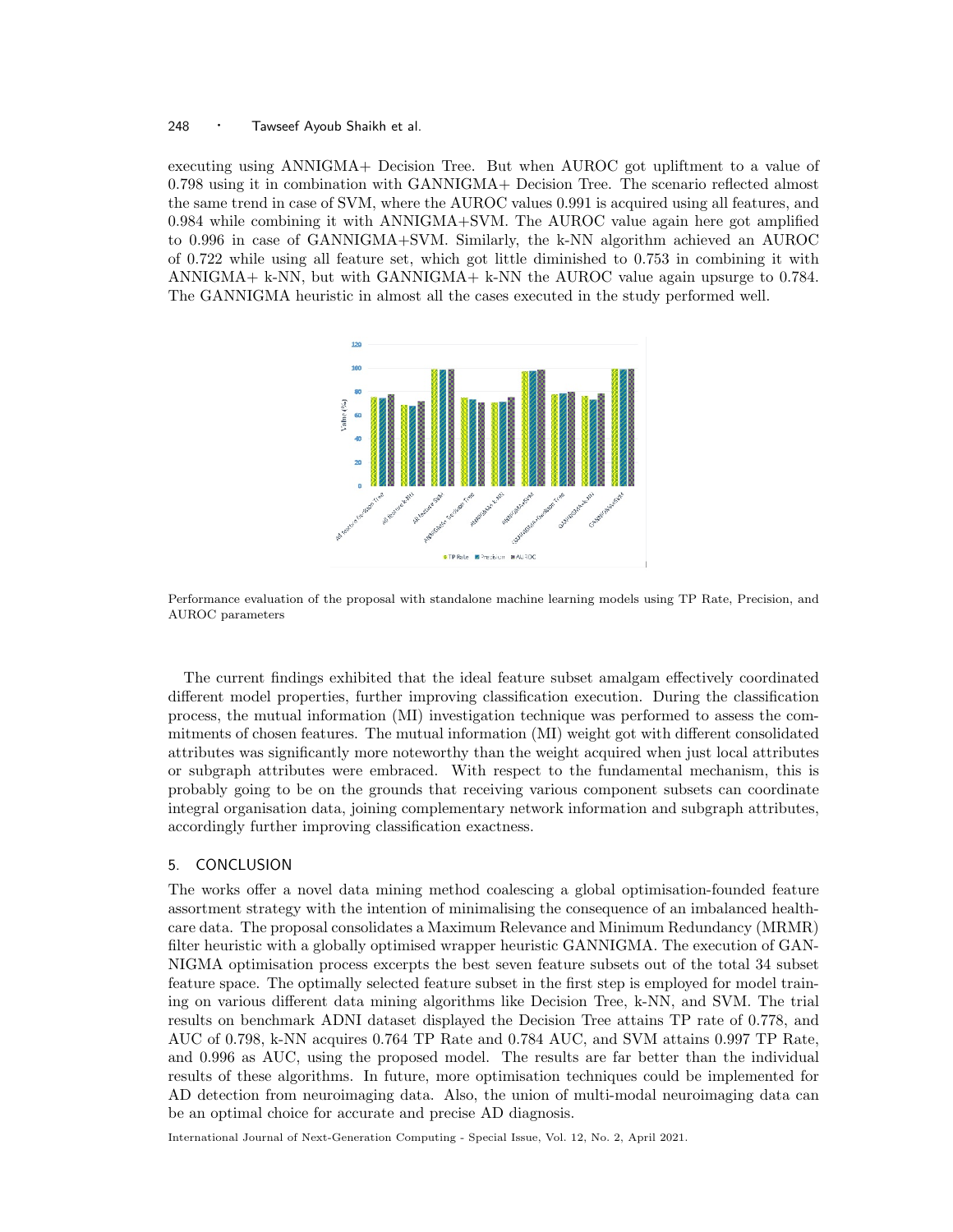executing using ANNIGMA+ Decision Tree. But when AUROC got upliftment to a value of 0.798 using it in combination with GANNIGMA+ Decision Tree. The scenario reflected almost the same trend in case of SVM, where the AUROC values 0.991 is acquired using all features, and 0.984 while combining it with ANNIGMA+SVM. The AUROC value again here got amplified to 0.996 in case of GANNIGMA+SVM. Similarly, the k-NN algorithm achieved an AUROC of 0.722 while using all feature set, which got little diminished to 0.753 in combining it with ANNIGMA+ k-NN, but with GANNIGMA+ k-NN the AUROC value again upsurge to 0.784. The GANNIGMA heuristic in almost all the cases executed in the study performed well.

Performance evaluation of the proposal with standalone machine learning models using TP Rate, Precision, and AUROC parameters

The current findings exhibited that the ideal feature subset amalgam effectively coordinated different model properties, further improving classification execution. During the classification process, the mutual information (MI) investigation technique was performed to assess the commitments of chosen features. The mutual information (MI) weight got with different consolidated attributes was significantly more noteworthy than the weight acquired when just local attributes or subgraph attributes were embraced. With respect to the fundamental mechanism, this is probably going to be on the grounds that receiving various component subsets can coordinate integral organisation data, joining complementary network information and subgraph attributes, accordingly further improving classification exactness.

## 5. CONCLUSION

The works offer a novel data mining method coalescing a global optimisation-founded feature assortment strategy with the intention of minimalising the consequence of an imbalanced healthcare data. The proposal consolidates a Maximum Relevance and Minimum Redundancy (MRMR) filter heuristic with a globally optimised wrapper heuristic GANNIGMA. The execution of GANNIGMA optimisation process excerpts the best seven feature subsets out of the total 34 subset feature space. The optimally selected feature subset in the first step is employed for model training on various different data mining algorithms like Decision Tree, k-NN, and SVM. The trial results on benchmark ADNI dataset displayed the Decision Tree attains TP rate of 0.778, and AUC of 0.798, k-NN acquires 0.764 TP Rate and 0.784 AUC, and SVM attains 0.997 TP Rate, and 0.996 as AUC, using the proposed model. The results are far better than the individual results of these algorithms. In future, more optimisation techniques could be implemented for AD detection from neuroimaging data. Also, the union of multi-modal neuroimaging data can be an optimal choice for accurate and precise AD diagnosis.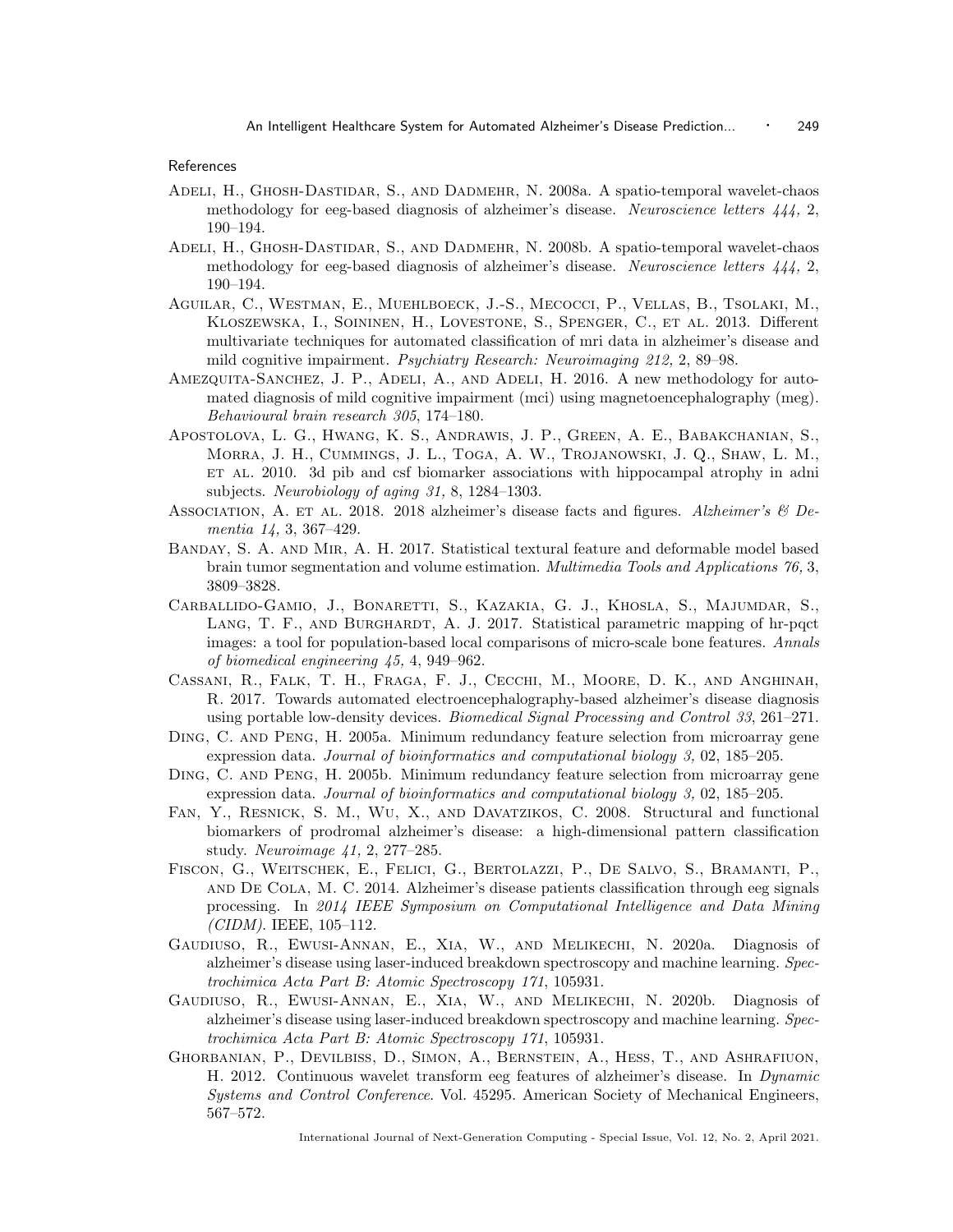## References

Adeli, H., Ghosh-Dastidar, S., and Dadmehr, N. 2008a. A spatio-temporal wavelet-chaos methodology for eeg-based diagnosis of alzheimer's disease. *Neuroscience letters 444,* 2, 190–194.

Adeli, H., Ghosh-Dastidar, S., and Dadmehr, N. 2008b. A spatio-temporal wavelet-chaos methodology for eeg-based diagnosis of alzheimer's disease. *Neuroscience letters 444,* 2, 190–194.

Aguilar, C., Westman, E., Muehlboeck, J.-S., Mecocci, P., Vellas, B., Tsolaki, M., Kloszewska, I., Soininen, H., Lovestone, S., Spenger, C., et al. 2013. Different multivariate techniques for automated classification of mri data in alzheimer's disease and mild cognitive impairment. *Psychiatry Research: Neuroimaging 212,* 2, 89–98.

Amezquita-Sanchez, J. P., Adeli, A., and Adeli, H. 2016. A new methodology for automated diagnosis of mild cognitive impairment (mci) using magnetoencephalography (meg). *Behavioural brain research 305*, 174–180.

Apostolova, L. G., Hwang, K. S., Andrawis, J. P., Green, A. E., Babakchanian, S., Morra, J. H., Cummings, J. L., Toga, A. W., Trojanowski, J. Q., Shaw, L. M., et al. 2010. 3d pib and csf biomarker associations with hippocampal atrophy in adni subjects. *Neurobiology of aging 31,* 8, 1284–1303.

Association, A. et al. 2018. 2018 alzheimer's disease facts and figures. *Alzheimer's & Dementia 14,* 3, 367–429.

Banday, S. A. and Mir, A. H. 2017. Statistical textural feature and deformable model based brain tumor segmentation and volume estimation. *Multimedia Tools and Applications 76,* 3, 3809–3828.

Carballido-Gamio, J., Bonaretti, S., Kazakia, G. J., Khosla, S., Majumdar, S., Lang, T. F., and Burghardt, A. J. 2017. Statistical parametric mapping of hr-pqct images: a tool for population-based local comparisons of micro-scale bone features. *Annals of biomedical engineering 45,* 4, 949–962.

Cassani, R., Falk, T. H., Fraga, F. J., Cecchi, M., Moore, D. K., and Anghinah, R. 2017. Towards automated electroencephalography-based alzheimer's disease diagnosis using portable low-density devices. *Biomedical Signal Processing and Control 33*, 261–271.

Ding, C. and Peng, H. 2005a. Minimum redundancy feature selection from microarray gene expression data. *Journal of bioinformatics and computational biology 3,* 02, 185–205.

Ding, C. and Peng, H. 2005b. Minimum redundancy feature selection from microarray gene expression data. *Journal of bioinformatics and computational biology 3,* 02, 185–205.

Fan, Y., Resnick, S. M., Wu, X., and Davatzikos, C. 2008. Structural and functional biomarkers of prodromal alzheimer's disease: a high-dimensional pattern classification study. *Neuroimage 41,* 2, 277–285.

Fiscon, G., Weitschek, E., Felici, G., Bertolazzi, P., De Salvo, S., Bramanti, P., and De Cola, M. C. 2014. Alzheimer's disease patients classification through eeg signals processing. In *2014 IEEE Symposium on Computational Intelligence and Data Mining (CIDM)*. IEEE, 105–112.

Gaudiuso, R., Ewusi-Annan, E., Xia, W., and Melikechi, N. 2020a. Diagnosis of alzheimer's disease using laser-induced breakdown spectroscopy and machine learning. *Spectrochimica Acta Part B: Atomic Spectroscopy 171*, 105931.

Gaudiuso, R., Ewusi-Annan, E., Xia, W., and Melikechi, N. 2020b. Diagnosis of alzheimer's disease using laser-induced breakdown spectroscopy and machine learning. *Spectrochimica Acta Part B: Atomic Spectroscopy 171*, 105931.

Ghorbanian, P., Devilbiss, D., Simon, A., Bernstein, A., Hess, T., and Ashrafiuon, H. 2012. Continuous wavelet transform eeg features of alzheimer's disease. In *Dynamic Systems and Control Conference*. Vol. 45295. American Society of Mechanical Engineers, 567–572.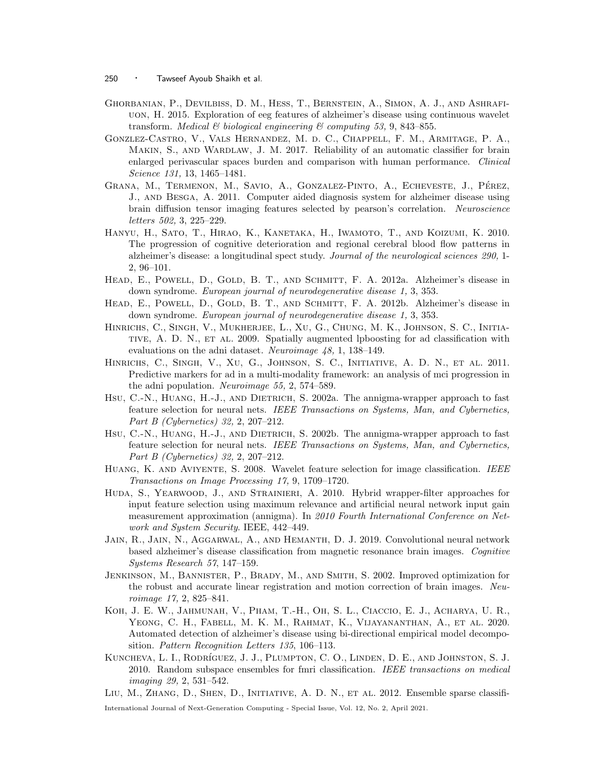Ghorbanian, P., Devilbiss, D. M., Hess, T., Bernstein, A., Simon, A. J., and Ashrafiuon, H. 2015. Exploration of eeg features of alzheimer's disease using continuous wavelet transform. *Medical & biological engineering & computing 53,* 9, 843–855.

Gonzlez-Castro, V., Vals Hernandez, M. d. C., Chappell, F. M., Armitage, P. A., Makin, S., and Wardlaw, J. M. 2017. Reliability of an automatic classifier for brain enlarged perivascular spaces burden and comparison with human performance. *Clinical Science 131,* 13, 1465–1481.

Grana, M., Termenon, M., Savio, A., Gonzalez-Pinto, A., Echeveste, J., Pérez, J., and Besga, A. 2011. Computer aided diagnosis system for alzheimer disease using brain diffusion tensor imaging features selected by pearson's correlation. *Neuroscience letters 502,* 3, 225–229.

Hanyu, H., Sato, T., Hirao, K., Kanetaka, H., Iwamoto, T., and Koizumi, K. 2010. The progression of cognitive deterioration and regional cerebral blood flow patterns in alzheimer's disease: a longitudinal spect study. *Journal of the neurological sciences 290,* 1-2, 96–101.

Head, E., Powell, D., Gold, B. T., and Schmitt, F. A. 2012a. Alzheimer's disease in down syndrome. *European journal of neurodegenerative disease 1,* 3, 353.

Head, E., Powell, D., Gold, B. T., and Schmitt, F. A. 2012b. Alzheimer's disease in down syndrome. *European journal of neurodegenerative disease 1,* 3, 353.

Hinrichs, C., Singh, V., Mukherjee, L., Xu, G., Chung, M. K., Johnson, S. C., Initiative, A. D. N., et al. 2009. Spatially augmented lpboosting for ad classification with evaluations on the adni dataset. *Neuroimage 48,* 1, 138–149.

Hinrichs, C., Singh, V., Xu, G., Johnson, S. C., Initiative, A. D. N., et al. 2011. Predictive markers for ad in a multi-modality framework: an analysis of mci progression in the adni population. *Neuroimage 55,* 2, 574–589.

Hsu, C.-N., Huang, H.-J., and Dietrich, S. 2002a. The annigma-wrapper approach to fast feature selection for neural nets. *IEEE Transactions on Systems, Man, and Cybernetics, Part B (Cybernetics) 32,* 2, 207–212.

Hsu, C.-N., Huang, H.-J., and Dietrich, S. 2002b. The annigma-wrapper approach to fast feature selection for neural nets. *IEEE Transactions on Systems, Man, and Cybernetics, Part B (Cybernetics) 32,* 2, 207–212.

Huang, K. and Aviyente, S. 2008. Wavelet feature selection for image classification. *IEEE Transactions on Image Processing 17,* 9, 1709–1720.

Huda, S., Yearwood, J., and Strainieri, A. 2010. Hybrid wrapper-filter approaches for input feature selection using maximum relevance and artificial neural network input gain measurement approximation (annigma). In *2010 Fourth International Conference on Network and System Security*. IEEE, 442–449.

Jain, R., Jain, N., Aggarwal, A., and Hemanth, D. J. 2019. Convolutional neural network based alzheimer's disease classification from magnetic resonance brain images. *Cognitive Systems Research 57*, 147–159.

Jenkinson, M., Bannister, P., Brady, M., and Smith, S. 2002. Improved optimization for the robust and accurate linear registration and motion correction of brain images. *Neuroimage 17,* 2, 825–841.

Koh, J. E. W., Jahmunah, V., Pham, T.-H., Oh, S. L., Ciaccio, E. J., Acharya, U. R., Yeong, C. H., Fabell, M. K. M., Rahmat, K., Vijayananthan, A., et al. 2020. Automated detection of alzheimer's disease using bi-directional empirical model decomposition. *Pattern Recognition Letters 135*, 106–113.

Kuncheva, L. I., Rodríguez, J. J., Plumpton, C. O., Linden, D. E., and Johnston, S. J. 2010. Random subspace ensembles for fmri classification. *IEEE transactions on medical imaging 29,* 2, 531–542.

Liu, M., Zhang, D., Shen, D., Initiative, A. D. N., et al. 2012. Ensemble sparse classifi-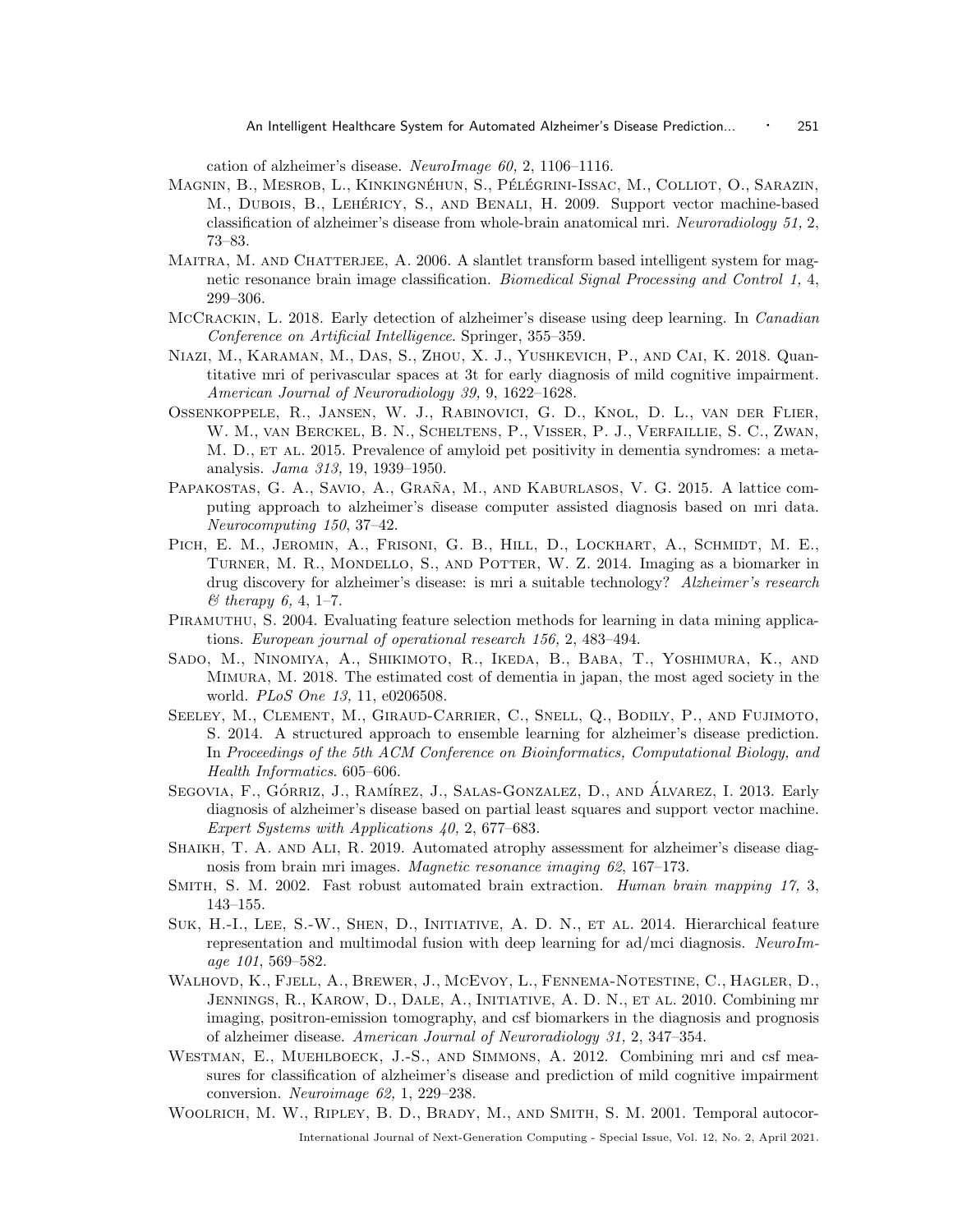cation of alzheimer's disease. *NeuroImage 60,* 2, 1106–1116.

Magnin, B., Mesrob, L., Kinkingnéhun, S., Pélégrini-Issac, M., Colliot, O., Sarazin, M., Dubois, B., Lehéricy, S., and Benali, H. 2009. Support vector machine-based classification of alzheimer's disease from whole-brain anatomical mri. *Neuroradiology 51,* 2, 73–83.

Maitra, M. and Chatterjee, A. 2006. A slantlet transform based intelligent system for magnetic resonance brain image classification. *Biomedical Signal Processing and Control 1,* 4, 299–306.

McCrackin, L. 2018. Early detection of alzheimer's disease using deep learning. In *Canadian Conference on Artificial Intelligence*. Springer, 355–359.

Niazi, M., Karaman, M., Das, S., Zhou, X. J., Yushkevich, P., and Cai, K. 2018. Quantitative mri of perivascular spaces at 3t for early diagnosis of mild cognitive impairment. *American Journal of Neuroradiology 39,* 9, 1622–1628.

Ossenkoppele, R., Jansen, W. J., Rabinovici, G. D., Knol, D. L., van der Flier, W. M., van Berckel, B. N., Scheltens, P., Visser, P. J., Verfaillie, S. C., Zwan, M. D., et al. 2015. Prevalence of amyloid pet positivity in dementia syndromes: a meta-analysis. *Jama 313,* 19, 1939–1950.

Papakostas, G. A., Savio, A., Graña, M., and Kaburlasos, V. G. 2015. A lattice computing approach to alzheimer's disease computer assisted diagnosis based on mri data. *Neurocomputing 150*, 37–42.

Pich, E. M., Jeromin, A., Frisoni, G. B., Hill, D., Lockhart, A., Schmidt, M. E., Turner, M. R., Mondello, S., and Potter, W. Z. 2014. Imaging as a biomarker in drug discovery for alzheimer's disease: is mri a suitable technology? *Alzheimer's research & therapy 6,* 4, 1–7.

Piramuthu, S. 2004. Evaluating feature selection methods for learning in data mining applications. *European journal of operational research 156,* 2, 483–494.

Sado, M., Ninomiya, A., Shikimoto, R., Ikeda, B., Baba, T., Yoshimura, K., and Mimura, M. 2018. The estimated cost of dementia in japan, the most aged society in the world. *PLoS One 13,* 11, e0206508.

Seeley, M., Clement, M., Giraud-Carrier, C., Snell, Q., Bodily, P., and Fujimoto, S. 2014. A structured approach to ensemble learning for alzheimer's disease prediction. In *Proceedings of the 5th ACM Conference on Bioinformatics, Computational Biology, and Health Informatics*. 605–606.

Segovia, F., Górriz, J., Ramírez, J., Salas-Gonzalez, D., and Álvarez, I. 2013. Early diagnosis of alzheimer's disease based on partial least squares and support vector machine. *Expert Systems with Applications 40,* 2, 677–683.

Shaikh, T. A. and Ali, R. 2019. Automated atrophy assessment for alzheimer's disease diagnosis from brain mri images. *Magnetic resonance imaging 62*, 167–173.

Smith, S. M. 2002. Fast robust automated brain extraction. *Human brain mapping 17,* 3, 143–155.

Suk, H.-I., Lee, S.-W., Shen, D., Initiative, A. D. N., et al. 2014. Hierarchical feature representation and multimodal fusion with deep learning for ad/mci diagnosis. *NeuroImage 101*, 569–582.

Walhovd, K., Fjell, A., Brewer, J., McEvoy, L., Fennema-Notestine, C., Hagler, D., Jennings, R., Karow, D., Dale, A., Initiative, A. D. N., et al. 2010. Combining mr imaging, positron-emission tomography, and csf biomarkers in the diagnosis and prognosis of alzheimer disease. *American Journal of Neuroradiology 31,* 2, 347–354.

Westman, E., Muehlboeck, J.-S., and Simmons, A. 2012. Combining mri and csf measures for classification of alzheimer's disease and prediction of mild cognitive impairment conversion. *Neuroimage 62,* 1, 229–238.

Woolrich, M. W., Ripley, B. D., Brady, M., and Smith, S. M. 2001. Temporal autocor-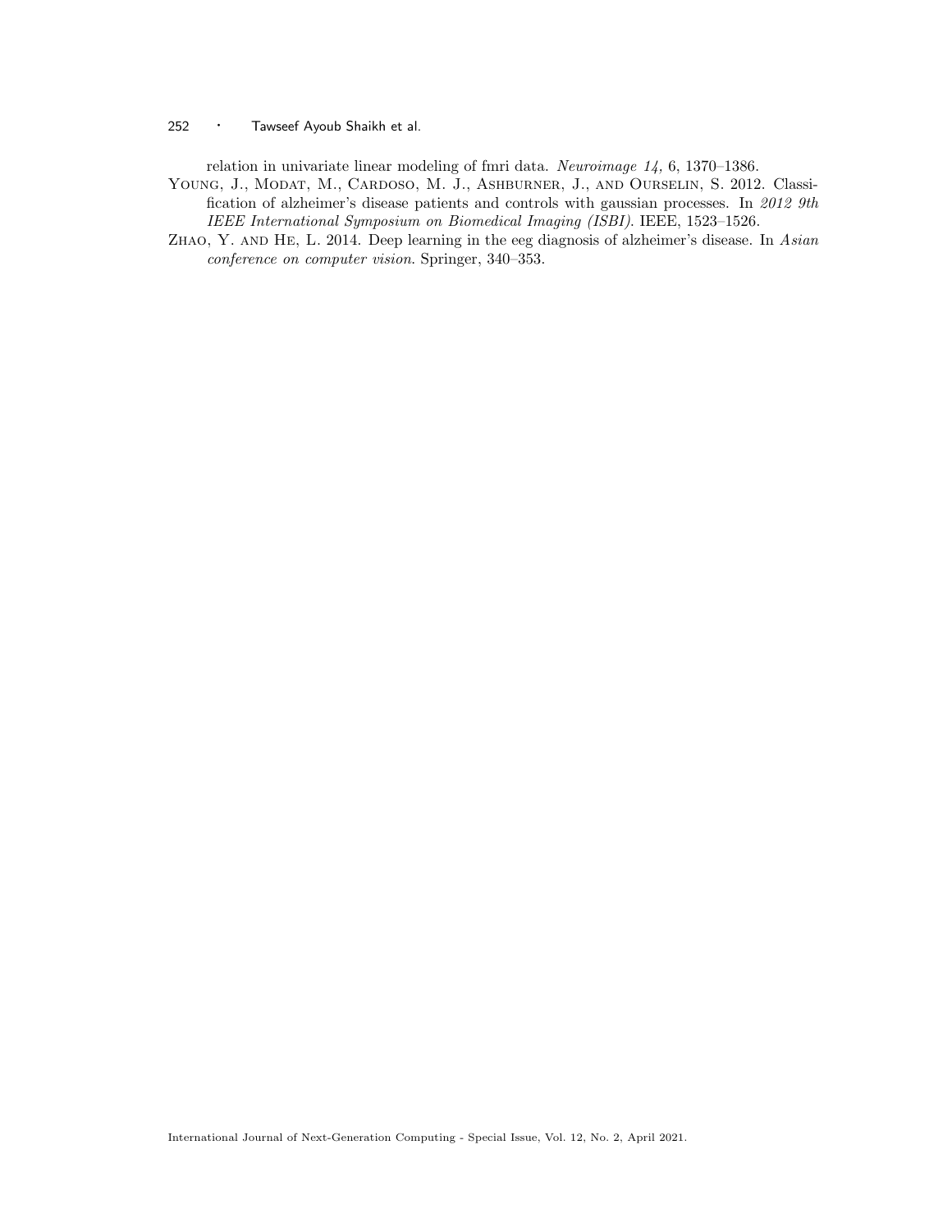relation in univariate linear modeling of fmri data. *Neuroimage 14,* 6, 1370–1386.

Young, J., Modat, M., Cardoso, M. J., Ashburner, J., and Ourselin, S. 2012. Classification of alzheimer's disease patients and controls with gaussian processes. In *2012 9th IEEE International Symposium on Biomedical Imaging (ISBI)*. IEEE, 1523–1526.

Zhao, Y. and He, L. 2014. Deep learning in the eeg diagnosis of alzheimer's disease. In *Asian conference on computer vision*. Springer, 340–353.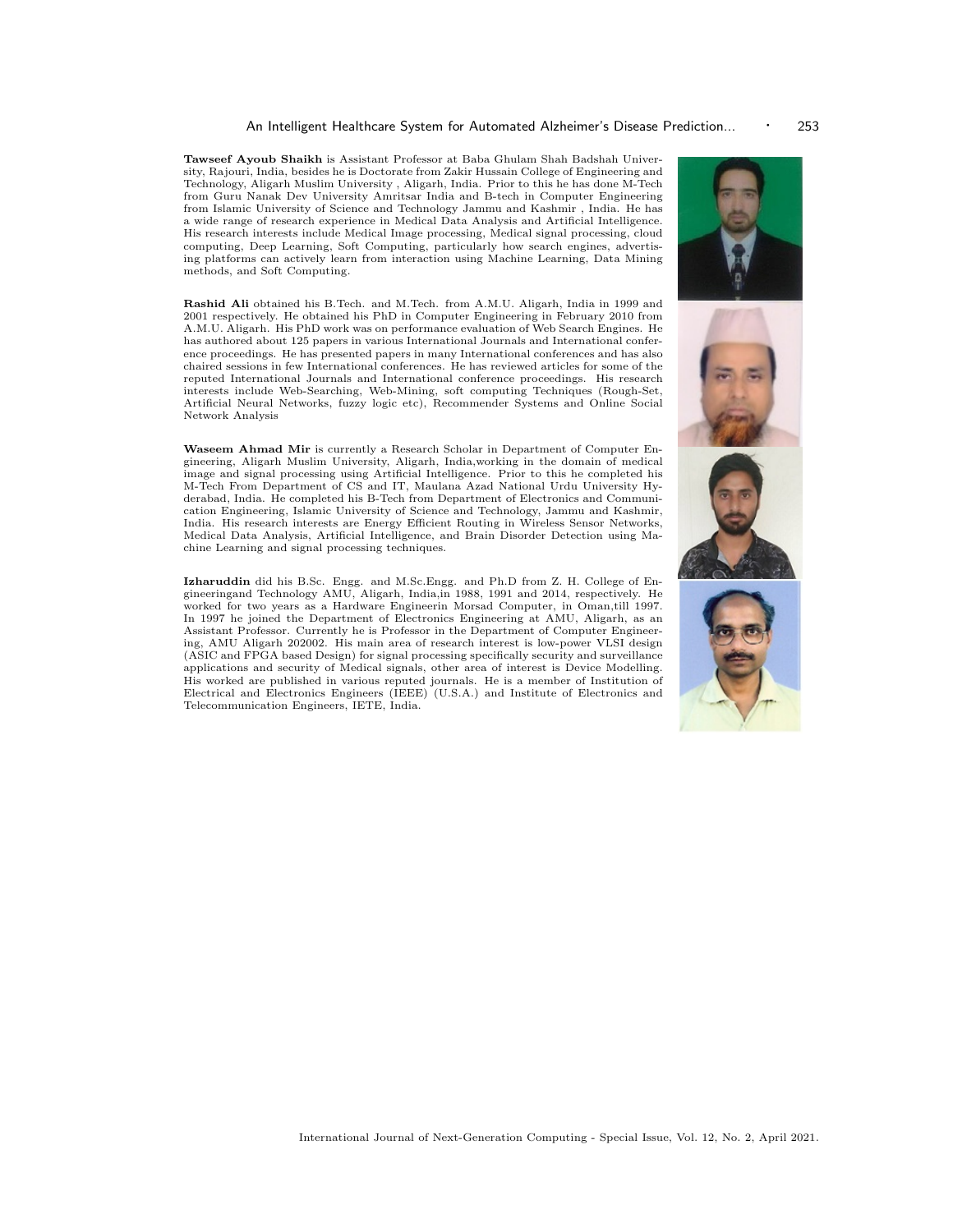**Tawseef Ayoub Shaikh** is Assistant Professor at Baba Ghulam Shah Badshah University, Rajouri, India, besides he is Doctorate from Zakir Hussain College of Engineering and Technology, Aligarh Muslim University , Aligarh, India. Prior to this he has done M-Tech from Guru Nanak Dev University Amritsar India and B-tech in Computer Engineering from Islamic University of Science and Technology Jammu and Kashmir , India. He has a wide range of research experience in Medical Data Analysis and Artificial Intelligence. His research interests include Medical Image processing, Medical signal processing, cloud computing, Deep Learning, Soft Computing, particularly how search engines, advertising platforms can actively learn from interaction using Machine Learning, Data Mining methods, and Soft Computing.

**Rashid Ali** obtained his B.Tech. and M.Tech. from A.M.U. Aligarh, India in 1999 and 2001 respectively. He obtained his PhD in Computer Engineering in February 2010 from A.M.U. Aligarh. His PhD work was on performance evaluation of Web Search Engines. He has authored about 125 papers in various International Journals and International conference proceedings. He has presented papers in many International conferences and has also chaired sessions in few International conferences. He has reviewed articles for some of the reputed International Journals and International conference proceedings. His research interests include Web-Searching, Web-Mining, soft computing Techniques (Rough-Set, Artificial Neural Networks, fuzzy logic etc), Recommender Systems and Online Social Network Analysis

**Waseem Ahmad Mir** is currently a Research Scholar in Department of Computer Engineering, Aligarh Muslim University, Aligarh, India,working in the domain of medical image and signal processing using Artificial Intelligence. Prior to this he completed his M-Tech From Department of CS and IT, Maulana Azad National Urdu University Hyderabad, India. He completed his B-Tech from Department of Electronics and Communication Engineering, Islamic University of Science and Technology, Jammu and Kashmir, India. His research interests are Energy Efficient Routing in Wireless Sensor Networks, Medical Data Analysis, Artificial Intelligence, and Brain Disorder Detection using Machine Learning and signal processing techniques.

**Izharuddin** did his B.Sc. Engg. and M.Sc.Engg. and Ph.D from Z. H. College of Engineeringand Technology AMU, Aligarh, India,in 1988, 1991 and 2014, respectively. He worked for two years as a Hardware Engineerin Morsad Computer, in Oman,till 1997. In 1997 he joined the Department of Electronics Engineering at AMU, Aligarh, as an Assistant Professor. Currently he is Professor in the Department of Computer Engineering, AMU Aligarh 202002. His main area of research interest is low-power VLSI design (ASIC and FPGA based Design) for signal processing specifically security and surveillance applications and security of Medical signals, other area of interest is Device Modelling. His worked are published in various reputed journals. He is a member of Institution of Electrical and Electronics Engineers (IEEE) (U.S.A.) and Institute of Electronics and Telecommunication Engineers, IETE, India.